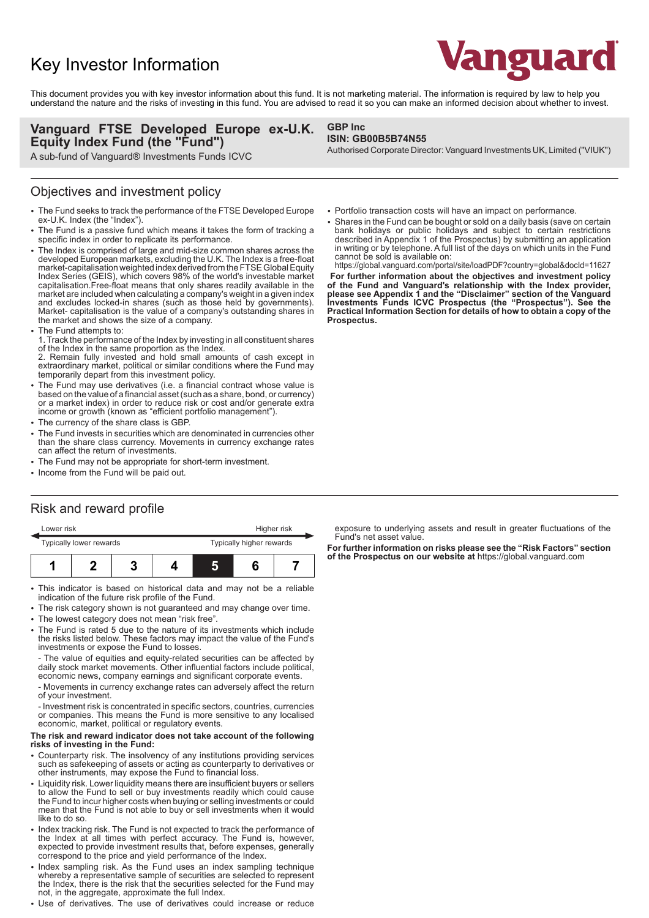# Key Investor Information

This document provides you with key investor information about this fund. It is not marketing material. The information is required by law to help you understand the nature and the risks of investing in this fund. You are advised to read it so you can make an informed decision about whether to invest.

**Vanguard FTSE Developed Europe ex-U.K. Equity Index Fund (the "Fund")**

A sub-fund of Vanguard® Investments Funds ICVC

**GBP Inc**

**ISIN: GB00B5B74N55**

Authorised Corporate Director: Vanguard Investments UK, Limited ("VIUK")

## Objectives and investment policy

- The Fund seeks to track the performance of the FTSE Developed Europe ex-U.K. Index (the "Index").
- The Fund is a passive fund which means it takes the form of tracking a specific index in order to replicate its performance.
- The Index is comprised of large and mid-size common shares across the developed European markets, excluding the U.K. The Index is a free-float market-capitalisation weighted index derived from the FTSE Global Equity Index Series (GEIS), which covers 98% of the world's investable market capitalisation.Free-float means that only shares readily available in the market are included when calculating a company's weight in a given index and excludes locked-in shares (such as those held by governments). Market- capitalisation is the value of a company's outstanding shares in the market and shows the size of a company.
- The Fund attempts to:
  1. Track the performance of the Index by investing in all constituent shares of the Index in the same proportion as the Index.
  2. Remain fully invested and hold small amounts of cash except in extraordinary market, political or similar conditions where the Fund may temporarily depart from this investment policy.
- The Fund may use derivatives (i.e. a financial contract whose value is based on the value of a financial asset (such as a share, bond, or currency) or a market index) in order to reduce risk or cost and/or generate extra income or growth (known as "efficient portfolio management").
- The currency of the share class is GBP.
- The Fund invests in securities which are denominated in currencies other than the share class currency. Movements in currency exchange rates can affect the return of investments.
- The Fund may not be appropriate for short-term investment.
- Income from the Fund will be paid out.
- Portfolio transaction costs will have an impact on performance.
- Shares in the Fund can be bought or sold on a daily basis (save on certain bank holidays or public holidays and subject to certain restrictions described in Appendix 1 of the Prospectus) by submitting an application in writing or by telephone. A full list of the days on which units in the Fund cannot be sold is available on:
  https://global.vanguard.com/portal/site/loadPDF?country=global&docId=11627

**For further information about the objectives and investment policy of the Fund and Vanguard's relationship with the Index provider, please see Appendix 1 and the "Disclaimer" section of the Vanguard Investments Funds ICVC Prospectus (the "Prospectus"). See the Practical Information Section for details of how to obtain a copy of the Prospectus.**

## Risk and reward profile

| Lower risk | | | | | | Higher risk |
|---|---|---|---|---|---|---|
| Typically lower rewards | | | | | | Typically higher rewards |
| 1 | 2 | 3 | 4 | **5** | 6 | 7 |

- This indicator is based on historical data and may not be a reliable indication of the future risk profile of the Fund.
- The risk category shown is not guaranteed and may change over time.
- The lowest category does not mean "risk free".
- The Fund is rated 5 due to the nature of its investments which include the risks listed below. These factors may impact the value of the Fund's investments or expose the Fund to losses.
  - The value of equities and equity-related securities can be affected by daily stock market movements. Other influential factors include political, economic news, company earnings and significant corporate events.
  - Movements in currency exchange rates can adversely affect the return of your investment.
  - Investment risk is concentrated in specific sectors, countries, currencies or companies. This means the Fund is more sensitive to any localised economic, market, political or regulatory events.

**The risk and reward indicator does not take account of the following risks of investing in the Fund:**

- Counterparty risk. The insolvency of any institutions providing services such as safekeeping of assets or acting as counterparty to derivatives or other instruments, may expose the Fund to financial loss.
- Liquidity risk. Lower liquidity means there are insufficient buyers or sellers to allow the Fund to sell or buy investments readily which could cause the Fund to incur higher costs when buying or selling investments or could mean that the Fund is not able to buy or sell investments when it would like to do so.
- Index tracking risk. The Fund is not expected to track the performance of the Index at all times with perfect accuracy. The Fund is, however, expected to provide investment results that, before expenses, generally correspond to the price and yield performance of the Index.
- Index sampling risk. As the Fund uses an index sampling technique whereby a representative sample of securities are selected to represent the Index, there is the risk that the securities selected for the Fund may not, in the aggregate, approximate the full Index.
- Use of derivatives. The use of derivatives could increase or reduce exposure to underlying assets and result in greater fluctuations of the Fund's net asset value.

**For further information on risks please see the "Risk Factors" section of the Prospectus on our website at** https://global.vanguard.com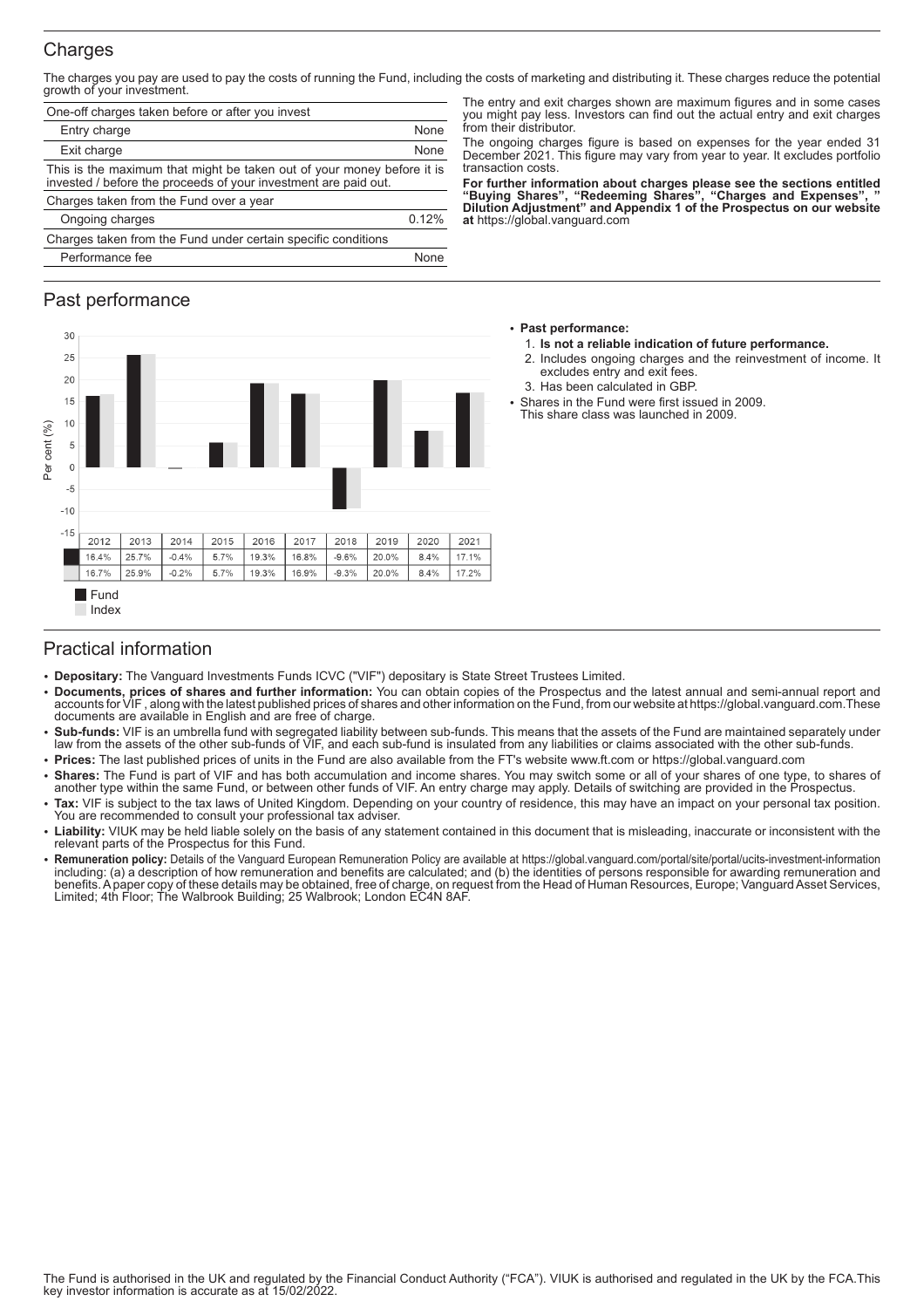## Charges

The charges you pay are used to pay the costs of running the Fund, including the costs of marketing and distributing it. These charges reduce the potential growth of your investment.

| | |
|---|---|
| One-off charges taken before or after you invest | |
| Entry charge | None |
| Exit charge | None |
| This is the maximum that might be taken out of your money before it is invested / before the proceeds of your investment are paid out. | |
| Charges taken from the Fund over a year | |
| Ongoing charges | 0.12% |
| Charges taken from the Fund under certain specific conditions | |
| Performance fee | None |

The entry and exit charges shown are maximum figures and in some cases you might pay less. Investors can find out the actual entry and exit charges from their distributor.

The ongoing charges figure is based on expenses for the year ended 31 December 2021. This figure may vary from year to year. It excludes portfolio transaction costs.

**For further information about charges please see the sections entitled "Buying Shares", "Redeeming Shares", "Charges and Expenses", " Dilution Adjustment" and Appendix 1 of the Prospectus on our website at** https://global.vanguard.com

## Past performance

30
25
20
15
10
5
0
-5
-10
-15
Per cent (%)

2012 2013 2014 2015 2016 2017 2018 2019 2020 2021
16.4% 25.7% -0.4% 5.7% 19.3% 16.8% -9.6% 20.0% 8.4% 17.1%
16.7% 25.9% -0.2% 5.7% 19.3% 16.9% -9.3% 20.0% 8.4% 17.2%

Fund
Index

- **Past performance:**
  1. **Is not a reliable indication of future performance.**
  2. Includes ongoing charges and the reinvestment of income. It excludes entry and exit fees.
  3. Has been calculated in GBP.
- Shares in the Fund were first issued in 2009. This share class was launched in 2009.

## Practical information

- **Depositary:** The Vanguard Investments Funds ICVC ("VIF") depositary is State Street Trustees Limited.
- **Documents, prices of shares and further information:** You can obtain copies of the Prospectus and the latest annual and semi-annual report and accounts for VIF , along with the latest published prices of shares and other information on the Fund, from our website at https://global.vanguard.com.These documents are available in English and are free of charge.
- **Sub-funds:** VIF is an umbrella fund with segregated liability between sub-funds. This means that the assets of the Fund are maintained separately under law from the assets of the other sub-funds of VIF, and each sub-fund is insulated from any liabilities or claims associated with the other sub-funds.
- **Prices:** The last published prices of units in the Fund are also available from the FT's website www.ft.com or https://global.vanguard.com
- **Shares:** The Fund is part of VIF and has both accumulation and income shares. You may switch some or all of your shares of one type, to shares of another type within the same Fund, or between other funds of VIF. An entry charge may apply. Details of switching are provided in the Prospectus.
- **Tax:** VIF is subject to the tax laws of United Kingdom. Depending on your country of residence, this may have an impact on your personal tax position. You are recommended to consult your professional tax adviser.
- **Liability:** VIUK may be held liable solely on the basis of any statement contained in this document that is misleading, inaccurate or inconsistent with the relevant parts of the Prospectus for this Fund.
- **Remuneration policy:** Details of the Vanguard European Remuneration Policy are available at https://global.vanguard.com/portal/site/portal/ucits-investment-information including: (a) a description of how remuneration and benefits are calculated; and (b) the identities of persons responsible for awarding remuneration and benefits. A paper copy of these details may be obtained, free of charge, on request from the Head of Human Resources, Europe; Vanguard Asset Services, Limited; 4th Floor; The Walbrook Building; 25 Walbrook; London EC4N 8AF.

The Fund is authorised in the UK and regulated by the Financial Conduct Authority ("FCA"). VIUK is authorised and regulated in the UK by the FCA.This key investor information is accurate as at 15/02/2022.